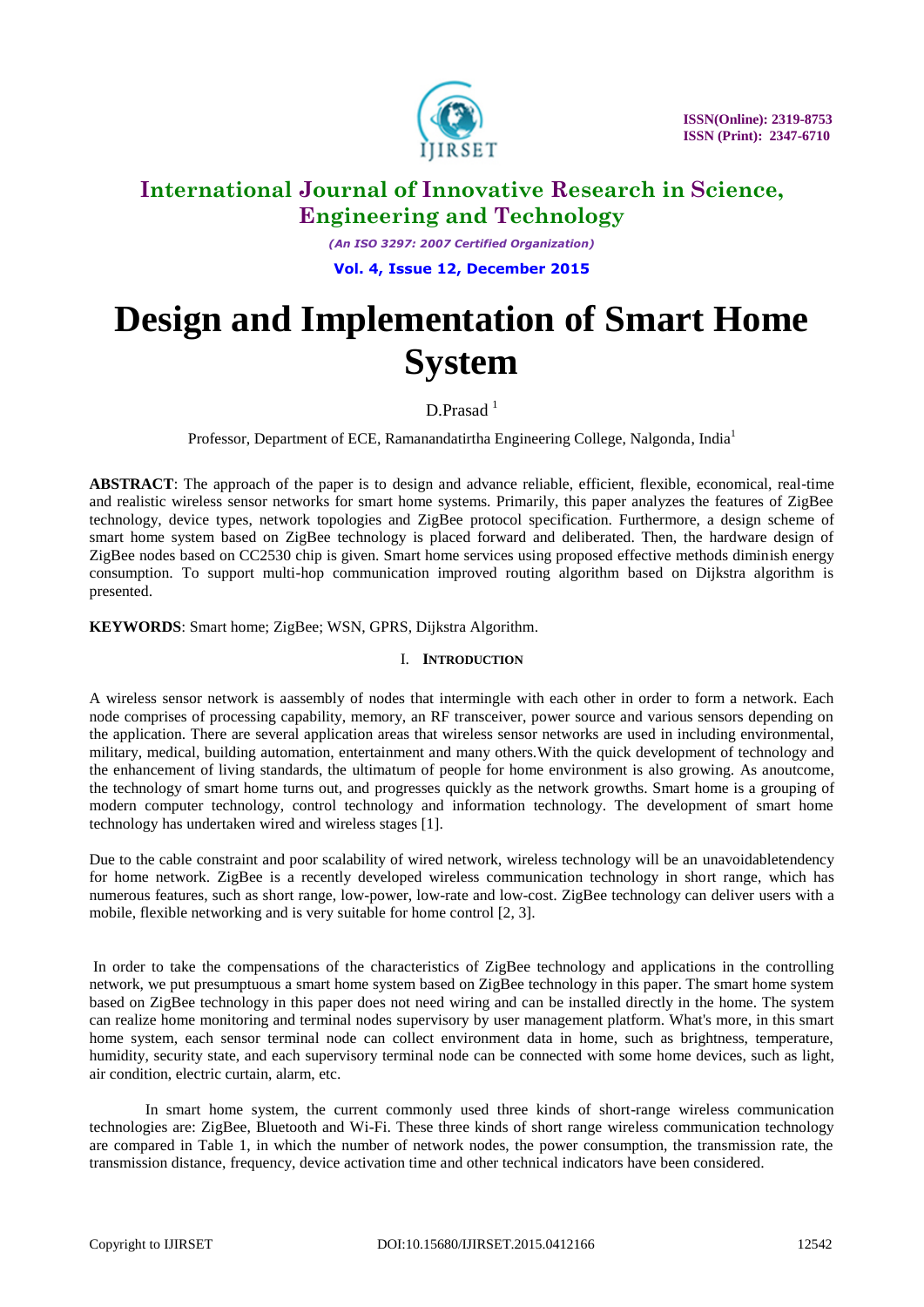# International Journal of Innovative Research in Science, Engineering and Technology

*(An ISO 3297: 2007 Certified Organization)*

**Vol. 4, Issue 12, December 2015**

# Design and Implementation of Smart Home System

D.Prasad [1]

Professor, Department of ECE, Ramanandatirtha Engineering College, Nalgonda, India[1]

**ABSTRACT**: The approach of the paper is to design and advance reliable, efficient, flexible, economical, real-time and realistic wireless sensor networks for smart home systems. Primarily, this paper analyzes the features of ZigBee technology, device types, network topologies and ZigBee protocol specification. Furthermore, a design scheme of smart home system based on ZigBee technology is placed forward and deliberated. Then, the hardware design of ZigBee nodes based on CC2530 chip is given. Smart home services using proposed effective methods diminish energy consumption. To support multi-hop communication improved routing algorithm based on Dijkstra algorithm is presented.

**KEYWORDS**: Smart home; ZigBee; WSN, GPRS, Dijkstra Algorithm.

## I. Introduction

A wireless sensor network is aassembly of nodes that intermingle with each other in order to form a network. Each node comprises of processing capability, memory, an RF transceiver, power source and various sensors depending on the application. There are several application areas that wireless sensor networks are used in including environmental, military, medical, building automation, entertainment and many others.With the quick development of technology and the enhancement of living standards, the ultimatum of people for home environment is also growing. As anoutcome, the technology of smart home turns out, and progresses quickly as the network growths. Smart home is a grouping of modern computer technology, control technology and information technology. The development of smart home technology has undertaken wired and wireless stages [1].

Due to the cable constraint and poor scalability of wired network, wireless technology will be an unavoidabletendency for home network. ZigBee is a recently developed wireless communication technology in short range, which has numerous features, such as short range, low-power, low-rate and low-cost. ZigBee technology can deliver users with a mobile, flexible networking and is very suitable for home control [2, 3].

In order to take the compensations of the characteristics of ZigBee technology and applications in the controlling network, we put presumptuous a smart home system based on ZigBee technology in this paper. The smart home system based on ZigBee technology in this paper does not need wiring and can be installed directly in the home. The system can realize home monitoring and terminal nodes supervisory by user management platform. What's more, in this smart home system, each sensor terminal node can collect environment data in home, such as brightness, temperature, humidity, security state, and each supervisory terminal node can be connected with some home devices, such as light, air condition, electric curtain, alarm, etc.

In smart home system, the current commonly used three kinds of short-range wireless communication technologies are: ZigBee, Bluetooth and Wi-Fi. These three kinds of short range wireless communication technology are compared in Table 1, in which the number of network nodes, the power consumption, the transmission rate, the transmission distance, frequency, device activation time and other technical indicators have been considered.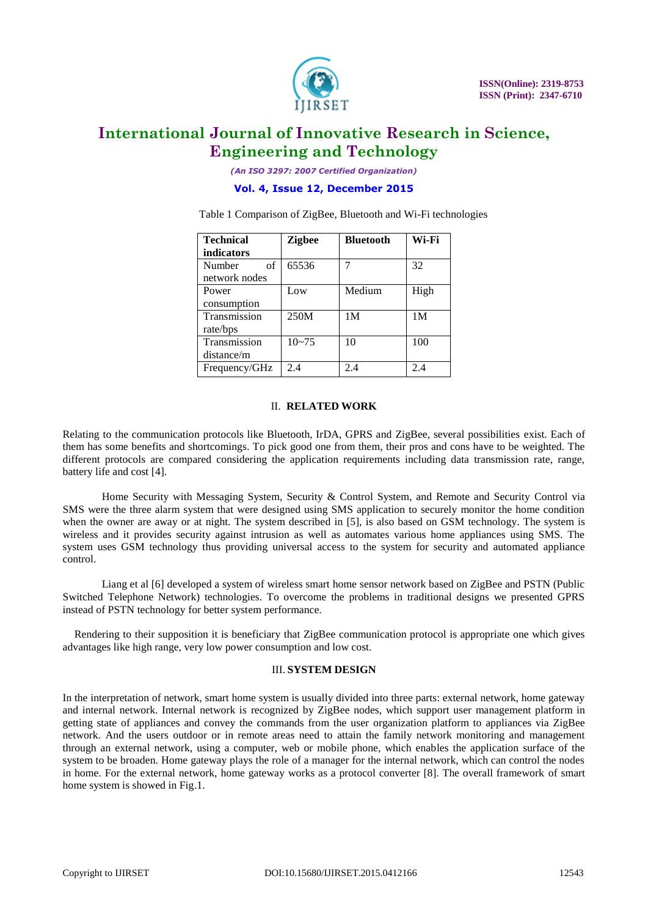Table 1 Comparison of ZigBee, Bluetooth and Wi-Fi technologies

| Technical indicators | Zigbee | Bluetooth | Wi-Fi |
|---|---|---|---|
| Number of network nodes | 65536 | 7 | 32 |
| Power consumption | Low | Medium | High |
| Transmission rate/bps | 250M | 1M | 1M |
| Transmission distance/m | 10~75 | 10 | 100 |
| Frequency/GHz | 2.4 | 2.4 | 2.4 |

## II. RELATED WORK

Relating to the communication protocols like Bluetooth, IrDA, GPRS and ZigBee, several possibilities exist. Each of them has some benefits and shortcomings. To pick good one from them, their pros and cons have to be weighted. The different protocols are compared considering the application requirements including data transmission rate, range, battery life and cost [4].

Home Security with Messaging System, Security & Control System, and Remote and Security Control via SMS were the three alarm system that were designed using SMS application to securely monitor the home condition when the owner are away or at night. The system described in [5], is also based on GSM technology. The system is wireless and it provides security against intrusion as well as automates various home appliances using SMS. The system uses GSM technology thus providing universal access to the system for security and automated appliance control.

Liang et al [6] developed a system of wireless smart home sensor network based on ZigBee and PSTN (Public Switched Telephone Network) technologies. To overcome the problems in traditional designs we presented GPRS instead of PSTN technology for better system performance.

Rendering to their supposition it is beneficiary that ZigBee communication protocol is appropriate one which gives advantages like high range, very low power consumption and low cost.

## III. SYSTEM DESIGN

In the interpretation of network, smart home system is usually divided into three parts: external network, home gateway and internal network. Internal network is recognized by ZigBee nodes, which support user management platform in getting state of appliances and convey the commands from the user organization platform to appliances via ZigBee network. And the users outdoor or in remote areas need to attain the family network monitoring and management through an external network, using a computer, web or mobile phone, which enables the application surface of the system to be broaden. Home gateway plays the role of a manager for the internal network, which can control the nodes in home. For the external network, home gateway works as a protocol converter [8]. The overall framework of smart home system is showed in Fig.1.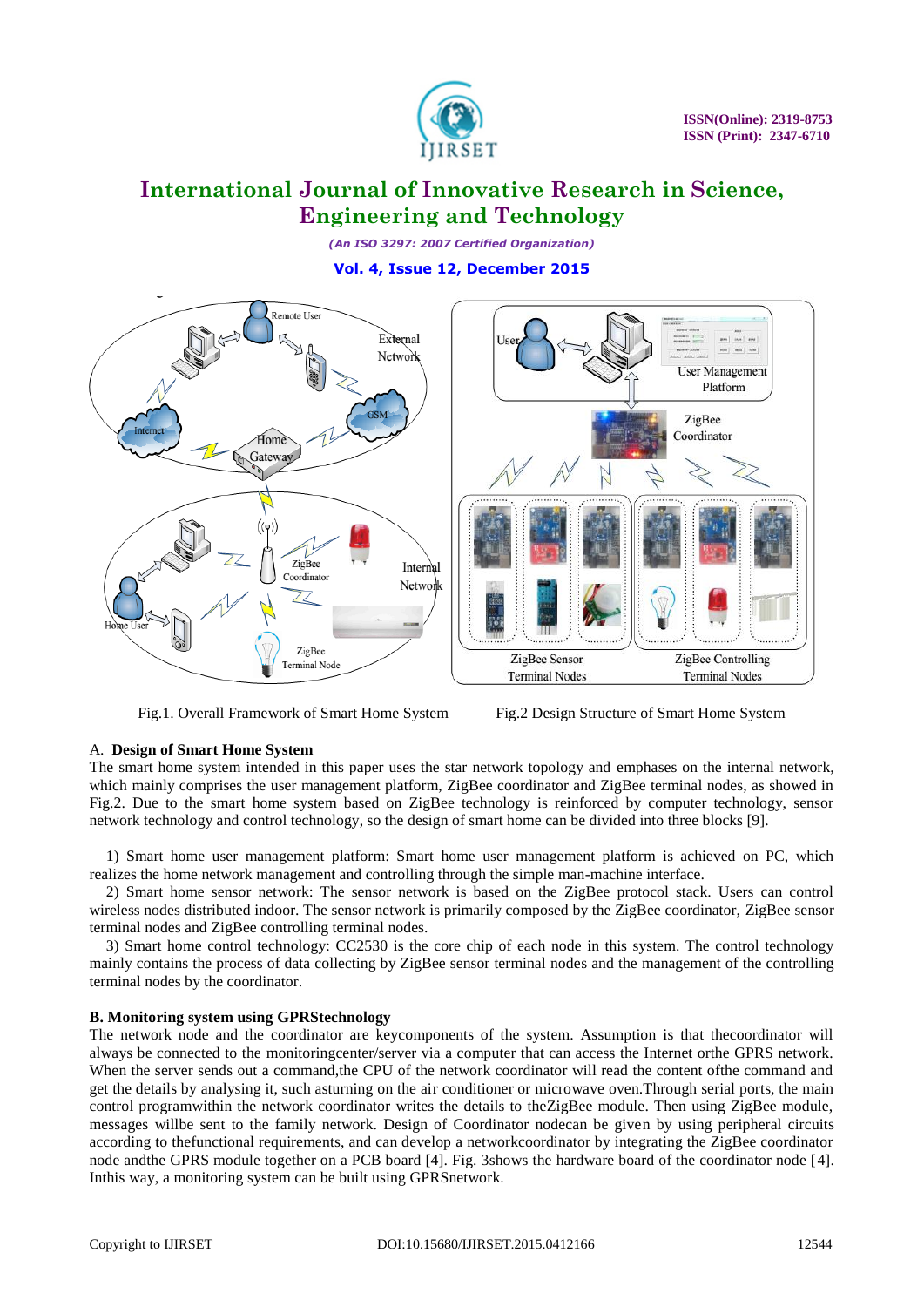Fig.1. Overall Framework of Smart Home System    Fig.2 Design Structure of Smart Home System

### A. Design of Smart Home System

The smart home system intended in this paper uses the star network topology and emphases on the internal network, which mainly comprises the user management platform, ZigBee coordinator and ZigBee terminal nodes, as showed in Fig.2. Due to the smart home system based on ZigBee technology is reinforced by computer technology, sensor network technology and control technology, so the design of smart home can be divided into three blocks [9].

1) Smart home user management platform: Smart home user management platform is achieved on PC, which realizes the home network management and controlling through the simple man-machine interface.
2) Smart home sensor network: The sensor network is based on the ZigBee protocol stack. Users can control wireless nodes distributed indoor. The sensor network is primarily composed by the ZigBee coordinator, ZigBee sensor terminal nodes and ZigBee controlling terminal nodes.
3) Smart home control technology: CC2530 is the core chip of each node in this system. The control technology mainly contains the process of data collecting by ZigBee sensor terminal nodes and the management of the controlling terminal nodes by the coordinator.

### B. Monitoring system using GPRStechnology

The network node and the coordinator are keycomponents of the system. Assumption is that thecoordinator will always be connected to the monitoringcenter/server via a computer that can access the Internet orthe GPRS network. When the server sends out a command,the CPU of the network coordinator will read the content ofthe command and get the details by analysing it, such asturning on the air conditioner or microwave oven.Through serial ports, the main control programwithin the network coordinator writes the details to theZigBee module. Then using ZigBee module, messages willbe sent to the family network. Design of Coordinator nodecan be given by using peripheral circuits according to thefunctional requirements, and can develop a networkcoordinator by integrating the ZigBee coordinator node andthe GPRS module together on a PCB board [4]. Fig. 3shows the hardware board of the coordinator node [4]. Inthis way, a monitoring system can be built using GPRSnetwork.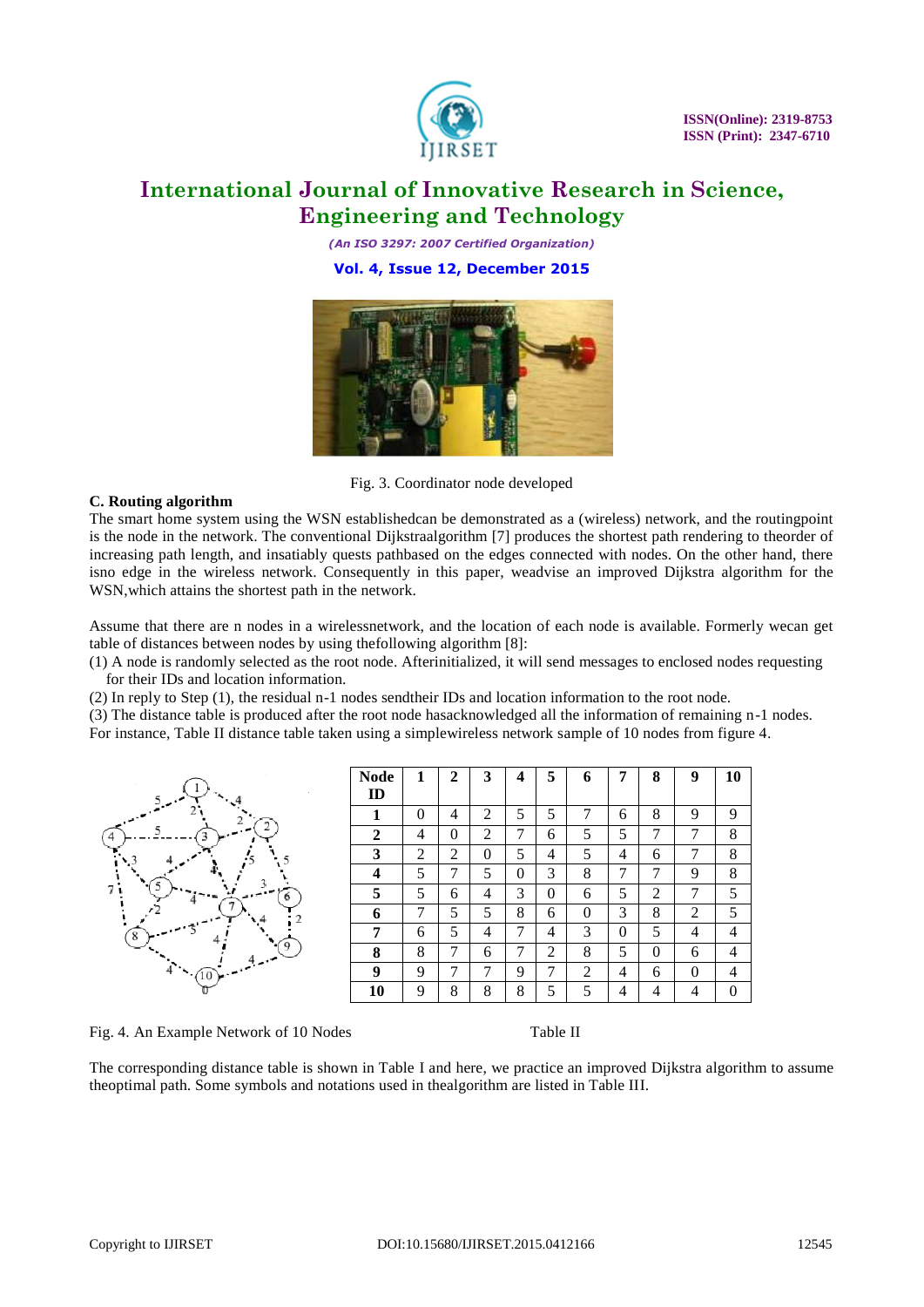Fig. 3. Coordinator node developed

### C. Routing algorithm

The smart home system using the WSN establishedcan be demonstrated as a (wireless) network, and the routingpoint is the node in the network. The conventional Dijkstraalgorithm [7] produces the shortest path rendering to theorder of increasing path length, and insatiably quests pathbased on the edges connected with nodes. On the other hand, there isno edge in the wireless network. Consequently in this paper, weadvise an improved Dijkstra algorithm for the WSN,which attains the shortest path in the network.

Assume that there are n nodes in a wirelessnetwork, and the location of each node is available. Formerly wecan get table of distances between nodes by using thefollowing algorithm [8]:

(1) A node is randomly selected as the root node. Afterinitialized, it will send messages to enclosed nodes requesting for their IDs and location information.

(2) In reply to Step (1), the residual n-1 nodes sendtheir IDs and location information to the root node.

(3) The distance table is produced after the root node hasacknowledged all the information of remaining n-1 nodes.

For instance, Table II distance table taken using a simplewireless network sample of 10 nodes from figure 4.

| Node ID | 1 | 2 | 3 | 4 | 5 | 6 | 7 | 8 | 9 | 10 |
|---|---|---|---|---|---|---|---|---|---|---|
| **1** | 0 | 4 | 2 | 5 | 5 | 7 | 6 | 8 | 9 | 9 |
| **2** | 4 | 0 | 2 | 7 | 6 | 5 | 5 | 7 | 7 | 8 |
| **3** | 2 | 2 | 0 | 5 | 4 | 5 | 4 | 6 | 7 | 8 |
| **4** | 5 | 7 | 5 | 0 | 3 | 8 | 7 | 7 | 9 | 8 |
| **5** | 5 | 6 | 4 | 3 | 0 | 6 | 5 | 2 | 7 | 5 |
| **6** | 7 | 5 | 5 | 8 | 6 | 0 | 3 | 8 | 2 | 5 |
| **7** | 6 | 5 | 4 | 7 | 4 | 3 | 0 | 5 | 4 | 4 |
| **8** | 8 | 7 | 6 | 7 | 2 | 8 | 5 | 0 | 6 | 4 |
| **9** | 9 | 7 | 7 | 9 | 7 | 2 | 4 | 6 | 0 | 4 |
| **10** | 9 | 8 | 8 | 8 | 5 | 5 | 4 | 4 | 4 | 0 |

Fig. 4. An Example Network of 10 Nodes

Table II

The corresponding distance table is shown in Table I and here, we practice an improved Dijkstra algorithm to assume theoptimal path. Some symbols and notations used in thealgorithm are listed in Table III.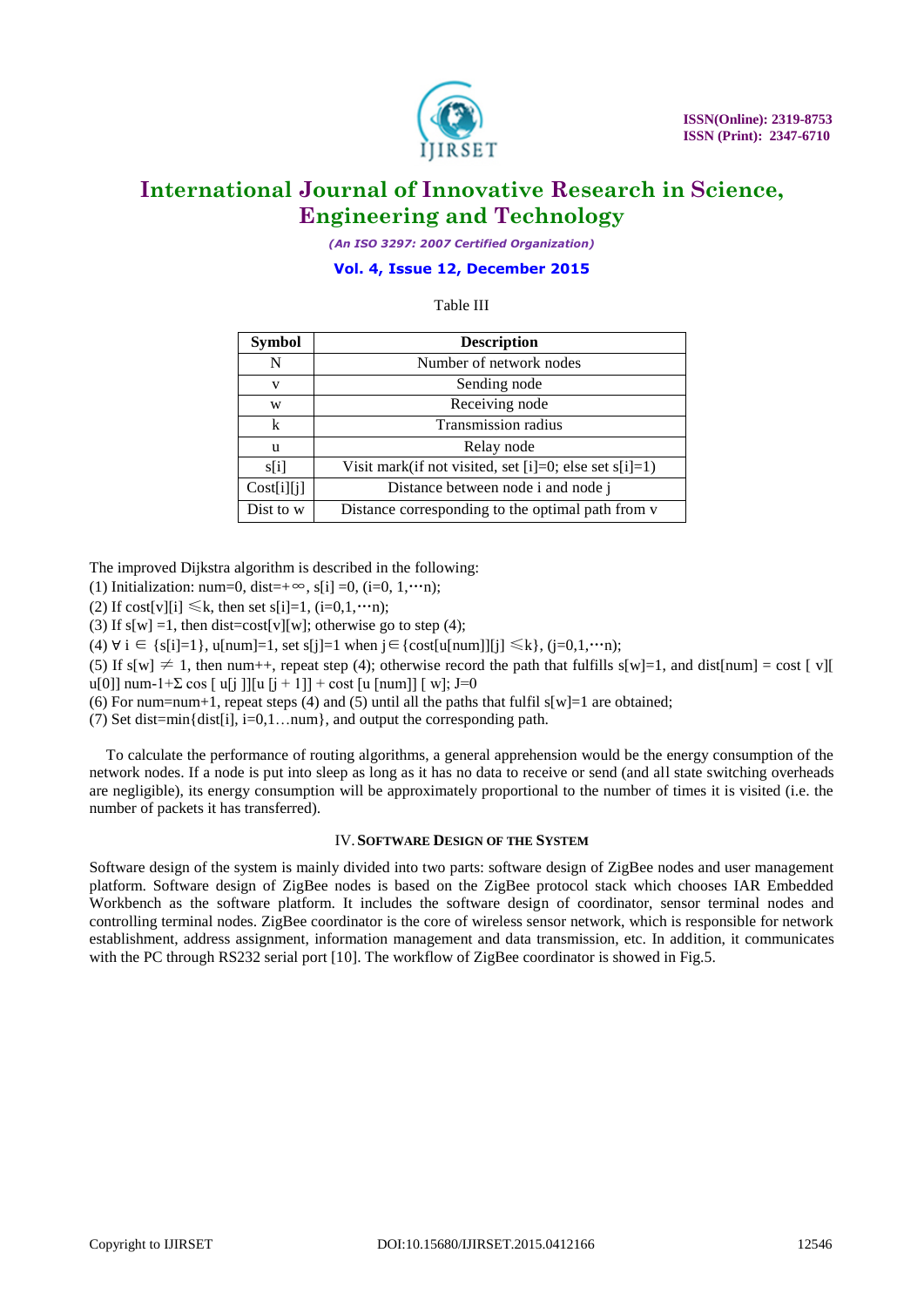Table III

| Symbol | Description |
| --- | --- |
| N | Number of network nodes |
| v | Sending node |
| w | Receiving node |
| k | Transmission radius |
| u | Relay node |
| s[i] | Visit mark(if not visited, set [i]=0; else set s[i]=1) |
| Cost[i][j] | Distance between node i and node j |
| Dist to w | Distance corresponding to the optimal path from v |

The improved Dijkstra algorithm is described in the following:

(1) Initialization: num=0, dist=$+\infty$, s[i] =0, (i=0, 1,$\cdots$n);

(2) If cost[v][i] $\leqslant$k, then set s[i]=1, (i=0,1,$\cdots$n);

(3) If s[w] =1, then dist=cost[v][w]; otherwise go to step (4);

(4) $\forall$ i $\in$ {s[i]=1}, u[num]=1, set s[j]=1 when j$\in${cost[u[num]][j] $\leqslant$k}, (j=0,1,$\cdots$n);

(5) If s[w] $\neq$ 1, then num++, repeat step (4); otherwise record the path that fulfills s[w]=1, and dist[num] = cost [ v][ u[0]] num-1+$\Sigma$ cos [ u[j ]][u [j + 1]] + cost [u [num]] [ w]; J=0

(6) For num=num+1, repeat steps (4) and (5) until all the paths that fulfil s[w]=1 are obtained;

(7) Set dist=min{dist[i], i=0,1…num}, and output the corresponding path.

To calculate the performance of routing algorithms, a general apprehension would be the energy consumption of the network nodes. If a node is put into sleep as long as it has no data to receive or send (and all state switching overheads are negligible), its energy consumption will be approximately proportional to the number of times it is visited (i.e. the number of packets it has transferred).

## IV. Software Design of the System

Software design of the system is mainly divided into two parts: software design of ZigBee nodes and user management platform. Software design of ZigBee nodes is based on the ZigBee protocol stack which chooses IAR Embedded Workbench as the software platform. It includes the software design of coordinator, sensor terminal nodes and controlling terminal nodes. ZigBee coordinator is the core of wireless sensor network, which is responsible for network establishment, address assignment, information management and data transmission, etc. In addition, it communicates with the PC through RS232 serial port [10]. The workflow of ZigBee coordinator is showed in Fig.5.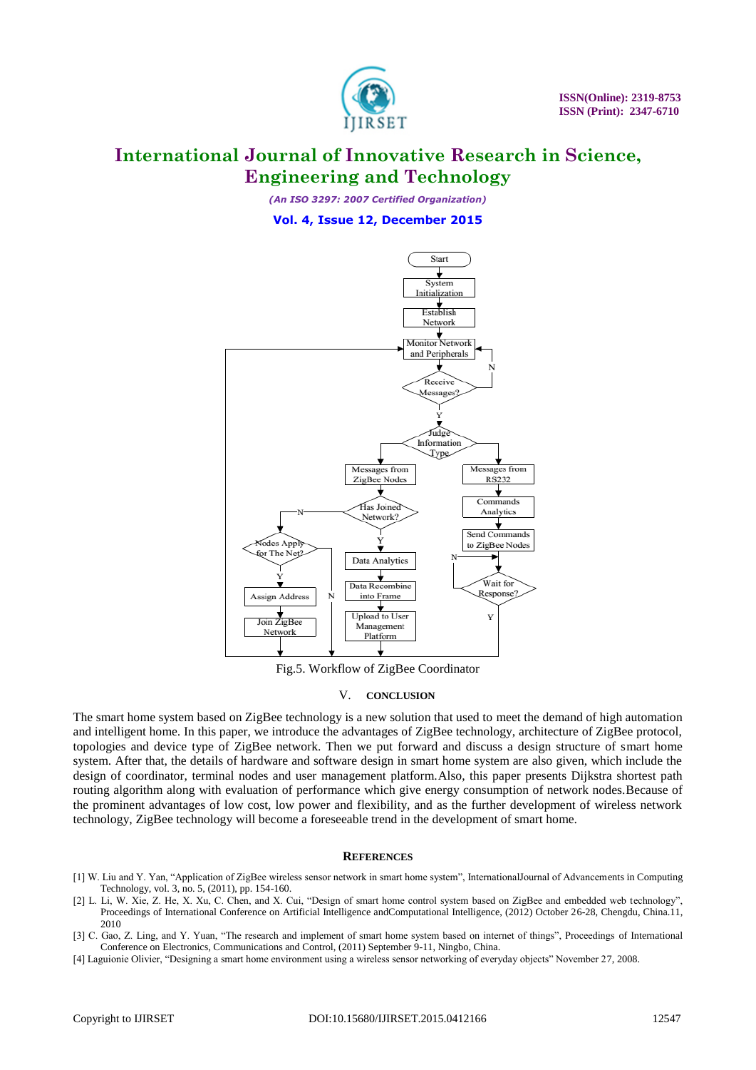Fig.5. Workflow of ZigBee Coordinator

## V. CONCLUSION

The smart home system based on ZigBee technology is a new solution that used to meet the demand of high automation and intelligent home. In this paper, we introduce the advantages of ZigBee technology, architecture of ZigBee protocol, topologies and device type of ZigBee network. Then we put forward and discuss a design structure of smart home system. After that, the details of hardware and software design in smart home system are also given, which include the design of coordinator, terminal nodes and user management platform.Also, this paper presents Dijkstra shortest path routing algorithm along with evaluation of performance which give energy consumption of network nodes.Because of the prominent advantages of low cost, low power and flexibility, and as the further development of wireless network technology, ZigBee technology will become a foreseeable trend in the development of smart home.

## REFERENCES

[1] W. Liu and Y. Yan, "Application of ZigBee wireless sensor network in smart home system", InternationalJournal of Advancements in Computing Technology, vol. 3, no. 5, (2011), pp. 154-160.

[2] L. Li, W. Xie, Z. He, X. Xu, C. Chen, and X. Cui, "Design of smart home control system based on ZigBee and embedded web technology", Proceedings of International Conference on Artificial Intelligence andComputational Intelligence, (2012) October 26-28, Chengdu, China.11, 2010

[3] C. Gao, Z. Ling, and Y. Yuan, "The research and implement of smart home system based on internet of things", Proceedings of International Conference on Electronics, Communications and Control, (2011) September 9-11, Ningbo, China.

[4] Laguionie Olivier, "Designing a smart home environment using a wireless sensor networking of everyday objects" November 27, 2008.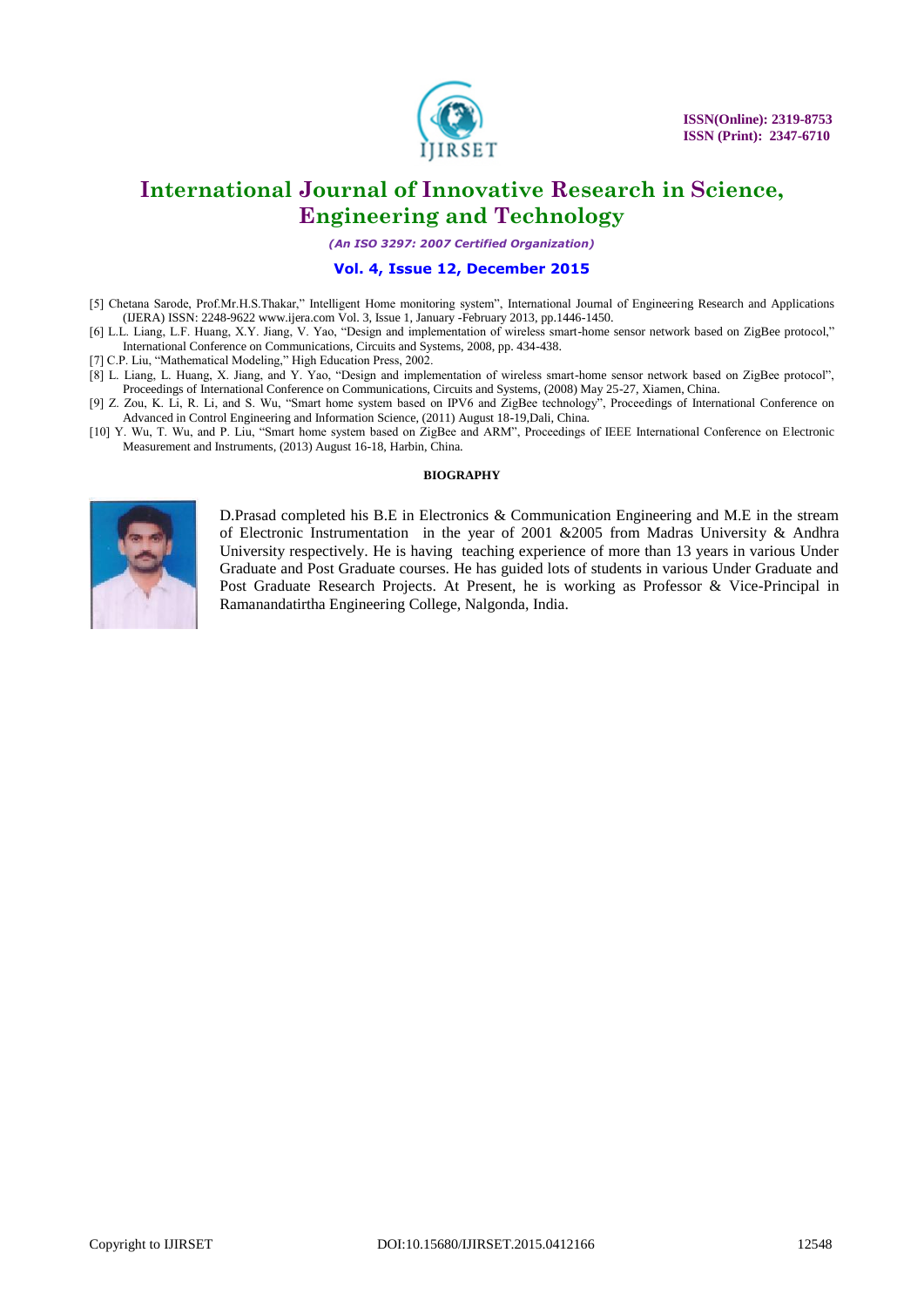[5] Chetana Sarode, Prof.Mr.H.S.Thakar," Intelligent Home monitoring system", International Journal of Engineering Research and Applications (IJERA) ISSN: 2248-9622 www.ijera.com Vol. 3, Issue 1, January -February 2013, pp.1446-1450.

[6] L.L. Liang, L.F. Huang, X.Y. Jiang, V. Yao, "Design and implementation of wireless smart-home sensor network based on ZigBee protocol," International Conference on Communications, Circuits and Systems, 2008, pp. 434-438.

[7] C.P. Liu, "Mathematical Modeling," High Education Press, 2002.

[8] L. Liang, L. Huang, X. Jiang, and Y. Yao, "Design and implementation of wireless smart-home sensor network based on ZigBee protocol", Proceedings of International Conference on Communications, Circuits and Systems, (2008) May 25-27, Xiamen, China.

[9] Z. Zou, K. Li, R. Li, and S. Wu, "Smart home system based on IPV6 and ZigBee technology", Proceedings of International Conference on Advanced in Control Engineering and Information Science, (2011) August 18-19,Dali, China.

[10] Y. Wu, T. Wu, and P. Liu, "Smart home system based on ZigBee and ARM", Proceedings of IEEE International Conference on Electronic Measurement and Instruments, (2013) August 16-18, Harbin, China.

**BIOGRAPHY**

D.Prasad completed his B.E in Electronics & Communication Engineering and M.E in the stream of Electronic Instrumentation in the year of 2001 &2005 from Madras University & Andhra University respectively. He is having teaching experience of more than 13 years in various Under Graduate and Post Graduate courses. He has guided lots of students in various Under Graduate and Post Graduate Research Projects. At Present, he is working as Professor & Vice-Principal in Ramanandatirtha Engineering College, Nalgonda, India.